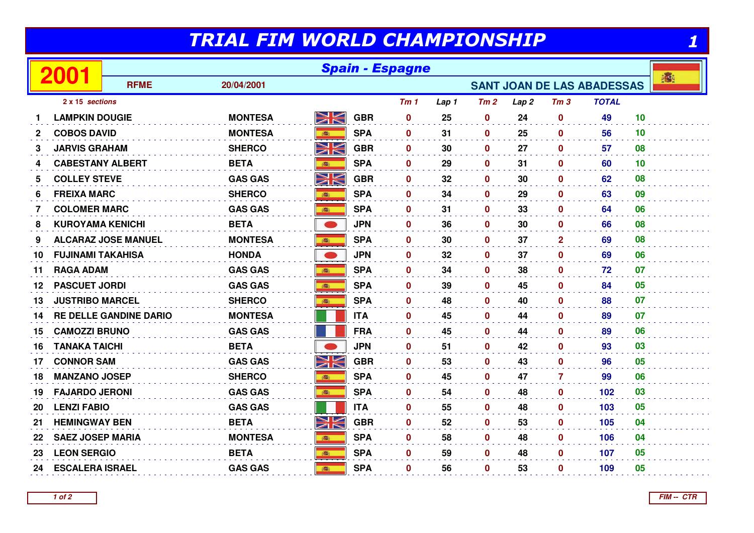# TRIAL FIM WORLD CHAMPIONSHIP

## 2001 — Spain - Espagne

**RFME** — 20/04/2001 — **SANT JOAN DE LAS ABADESSAS**

*2 x 15 sections*

| | | | | Tm 1 | Lap 1 | Tm 2 | Lap 2 | Tm 3 | TOTAL | |
|---|---|---|---|---|---|---|---|---|---|---|
| 1 | LAMPKIN DOUGIE | MONTESA | GBR | 0 | 25 | 0 | 24 | 0 | 49 | 10 |
| 2 | COBOS DAVID | MONTESA | SPA | 0 | 31 | 0 | 25 | 0 | 56 | 10 |
| 3 | JARVIS GRAHAM | SHERCO | GBR | 0 | 30 | 0 | 27 | 0 | 57 | 08 |
| 4 | CABESTANY ALBERT | BETA | SPA | 0 | 29 | 0 | 31 | 0 | 60 | 10 |
| 5 | COLLEY STEVE | GAS GAS | GBR | 0 | 32 | 0 | 30 | 0 | 62 | 08 |
| 6 | FREIXA MARC | SHERCO | SPA | 0 | 34 | 0 | 29 | 0 | 63 | 09 |
| 7 | COLOMER MARC | GAS GAS | SPA | 0 | 31 | 0 | 33 | 0 | 64 | 06 |
| 8 | KUROYAMA KENICHI | BETA | JPN | 0 | 36 | 0 | 30 | 0 | 66 | 08 |
| 9 | ALCARAZ JOSE MANUEL | MONTESA | SPA | 0 | 30 | 0 | 37 | 2 | 69 | 08 |
| 10 | FUJINAMI TAKAHISA | HONDA | JPN | 0 | 32 | 0 | 37 | 0 | 69 | 06 |
| 11 | RAGA ADAM | GAS GAS | SPA | 0 | 34 | 0 | 38 | 0 | 72 | 07 |
| 12 | PASCUET JORDI | GAS GAS | SPA | 0 | 39 | 0 | 45 | 0 | 84 | 05 |
| 13 | JUSTRIBO MARCEL | SHERCO | SPA | 0 | 48 | 0 | 40 | 0 | 88 | 07 |
| 14 | RE DELLE GANDINE DARIO | MONTESA | ITA | 0 | 45 | 0 | 44 | 0 | 89 | 07 |
| 15 | CAMOZZI BRUNO | GAS GAS | FRA | 0 | 45 | 0 | 44 | 0 | 89 | 06 |
| 16 | TANAKA TAICHI | BETA | JPN | 0 | 51 | 0 | 42 | 0 | 93 | 03 |
| 17 | CONNOR SAM | GAS GAS | GBR | 0 | 53 | 0 | 43 | 0 | 96 | 05 |
| 18 | MANZANO JOSEP | SHERCO | SPA | 0 | 45 | 0 | 47 | 7 | 99 | 06 |
| 19 | FAJARDO JERONI | GAS GAS | SPA | 0 | 54 | 0 | 48 | 0 | 102 | 03 |
| 20 | LENZI FABIO | GAS GAS | ITA | 0 | 55 | 0 | 48 | 0 | 103 | 05 |
| 21 | HEMINGWAY BEN | BETA | GBR | 0 | 52 | 0 | 53 | 0 | 105 | 04 |
| 22 | SAEZ JOSEP MARIA | MONTESA | SPA | 0 | 58 | 0 | 48 | 0 | 106 | 04 |
| 23 | LEON SERGIO | BETA | SPA | 0 | 59 | 0 | 48 | 0 | 107 | 05 |
| 24 | ESCALERA ISRAEL | GAS GAS | SPA | 0 | 56 | 0 | 53 | 0 | 109 | 05 |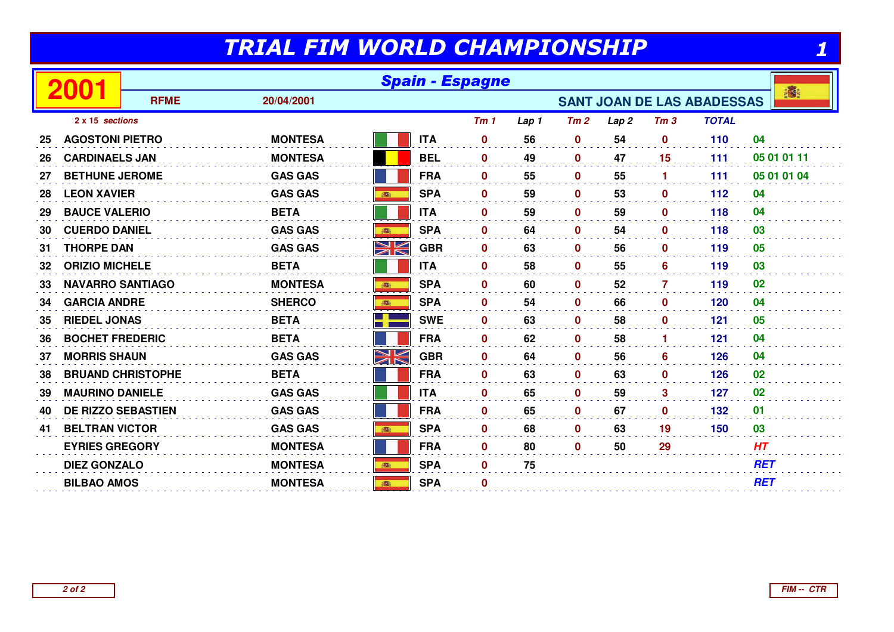# TRIAL FIM WORLD CHAMPIONSHIP

**2001** — *Spain - Espagne*

RFME — 20/04/2001 — SANT JOAN DE LAS ABADESSAS

*2 x 15 sections*

| | | | | Tm 1 | Lap 1 | Tm 2 | Lap 2 | Tm 3 | TOTAL | |
|---|---|---|---|---|---|---|---|---|---|---|
| 25 | AGOSTONI PIETRO | MONTESA | ITA | 0 | 56 | 0 | 54 | 0 | 110 | 04 |
| 26 | CARDINAELS JAN | MONTESA | BEL | 0 | 49 | 0 | 47 | 15 | 111 | 05 01 01 11 |
| 27 | BETHUNE JEROME | GAS GAS | FRA | 0 | 55 | 0 | 55 | 1 | 111 | 05 01 01 04 |
| 28 | LEON XAVIER | GAS GAS | SPA | 0 | 59 | 0 | 53 | 0 | 112 | 04 |
| 29 | BAUCE VALERIO | BETA | ITA | 0 | 59 | 0 | 59 | 0 | 118 | 04 |
| 30 | CUERDO DANIEL | GAS GAS | SPA | 0 | 64 | 0 | 54 | 0 | 118 | 03 |
| 31 | THORPE DAN | GAS GAS | GBR | 0 | 63 | 0 | 56 | 0 | 119 | 05 |
| 32 | ORIZIO MICHELE | BETA | ITA | 0 | 58 | 0 | 55 | 6 | 119 | 03 |
| 33 | NAVARRO SANTIAGO | MONTESA | SPA | 0 | 60 | 0 | 52 | 7 | 119 | 02 |
| 34 | GARCIA ANDRE | SHERCO | SPA | 0 | 54 | 0 | 66 | 0 | 120 | 04 |
| 35 | RIEDEL JONAS | BETA | SWE | 0 | 63 | 0 | 58 | 0 | 121 | 05 |
| 36 | BOCHET FREDERIC | BETA | FRA | 0 | 62 | 0 | 58 | 1 | 121 | 04 |
| 37 | MORRIS SHAUN | GAS GAS | GBR | 0 | 64 | 0 | 56 | 6 | 126 | 04 |
| 38 | BRUAND CHRISTOPHE | BETA | FRA | 0 | 63 | 0 | 63 | 0 | 126 | 02 |
| 39 | MAURINO DANIELE | GAS GAS | ITA | 0 | 65 | 0 | 59 | 3 | 127 | 02 |
| 40 | DE RIZZO SEBASTIEN | GAS GAS | FRA | 0 | 65 | 0 | 67 | 0 | 132 | 01 |
| 41 | BELTRAN VICTOR | GAS GAS | SPA | 0 | 68 | 0 | 63 | 19 | 150 | 03 |
| | EYRIES GREGORY | MONTESA | FRA | 0 | 80 | 0 | 50 | 29 | | *HT* |
| | DIEZ GONZALO | MONTESA | SPA | 0 | 75 | | | | | *RET* |
| | BILBAO AMOS | MONTESA | SPA | 0 | | | | | | *RET* |

*FIM -- CTR*